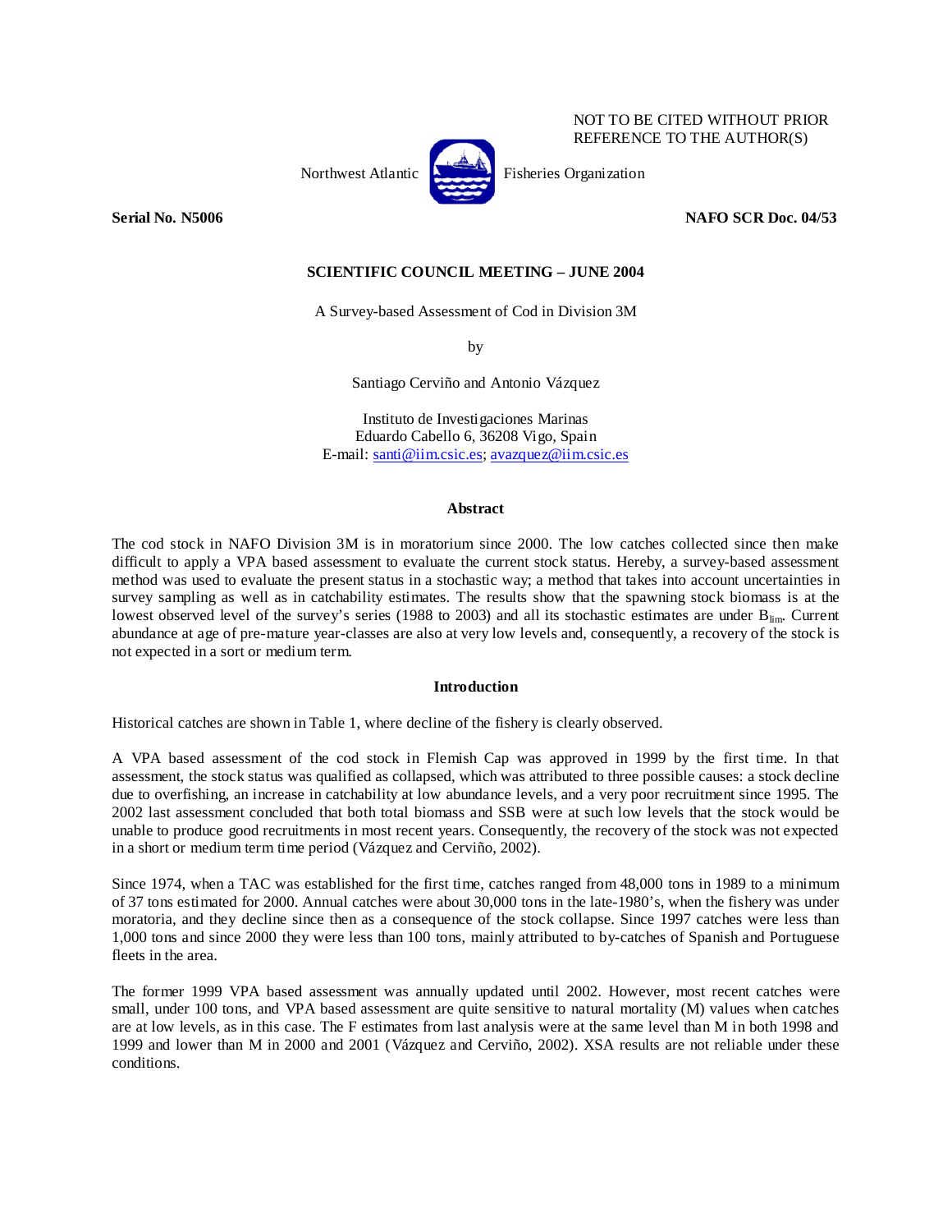NOT TO BE CITED WITHOUT PRIOR REFERENCE TO THE AUTHOR(S)

Northwest Atlantic Fisheries Organization

**Serial No. N5006** **NAFO SCR Doc. 04/53**

**SCIENTIFIC COUNCIL MEETING – JUNE 2004**

# A Survey-based Assessment of Cod in Division 3M

by

Santiago Cerviño and Antonio Vázquez

Instituto de Investigaciones Marinas
Eduardo Cabello 6, 36208 Vigo, Spain
E-mail: santi@iim.csic.es; avazquez@iim.csic.es

## Abstract

The cod stock in NAFO Division 3M is in moratorium since 2000. The low catches collected since then make difficult to apply a VPA based assessment to evaluate the current stock status. Hereby, a survey-based assessment method was used to evaluate the present status in a stochastic way; a method that takes into account uncertainties in survey sampling as well as in catchability estimates. The results show that the spawning stock biomass is at the lowest observed level of the survey's series (1988 to 2003) and all its stochastic estimates are under $B_{lim}$. Current abundance at age of pre-mature year-classes are also at very low levels and, consequently, a recovery of the stock is not expected in a sort or medium term.

## Introduction

Historical catches are shown in Table 1, where decline of the fishery is clearly observed.

A VPA based assessment of the cod stock in Flemish Cap was approved in 1999 by the first time. In that assessment, the stock status was qualified as collapsed, which was attributed to three possible causes: a stock decline due to overfishing, an increase in catchability at low abundance levels, and a very poor recruitment since 1995. The 2002 last assessment concluded that both total biomass and SSB were at such low levels that the stock would be unable to produce good recruitments in most recent years. Consequently, the recovery of the stock was not expected in a short or medium term time period (Vázquez and Cerviño, 2002).

Since 1974, when a TAC was established for the first time, catches ranged from 48,000 tons in 1989 to a minimum of 37 tons estimated for 2000. Annual catches were about 30,000 tons in the late-1980's, when the fishery was under moratoria, and they decline since then as a consequence of the stock collapse. Since 1997 catches were less than 1,000 tons and since 2000 they were less than 100 tons, mainly attributed to by-catches of Spanish and Portuguese fleets in the area.

The former 1999 VPA based assessment was annually updated until 2002. However, most recent catches were small, under 100 tons, and VPA based assessment are quite sensitive to natural mortality (M) values when catches are at low levels, as in this case. The F estimates from last analysis were at the same level than M in both 1998 and 1999 and lower than M in 2000 and 2001 (Vázquez and Cerviño, 2002). XSA results are not reliable under these conditions.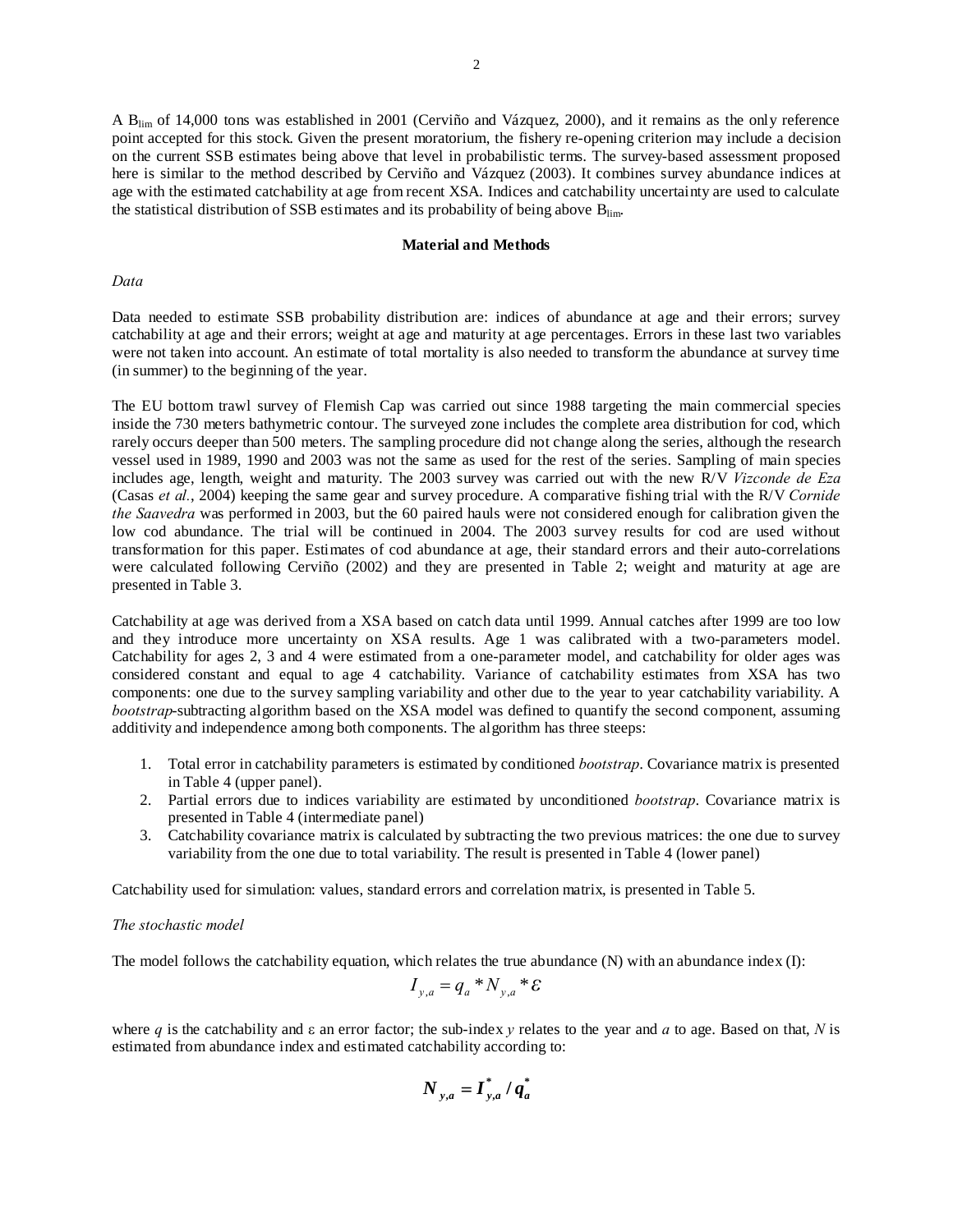A $B_{lim}$ of 14,000 tons was established in 2001 (Cerviño and Vázquez, 2000), and it remains as the only reference point accepted for this stock. Given the present moratorium, the fishery re-opening criterion may include a decision on the current SSB estimates being above that level in probabilistic terms. The survey-based assessment proposed here is similar to the method described by Cerviño and Vázquez (2003). It combines survey abundance indices at age with the estimated catchability at age from recent XSA. Indices and catchability uncertainty are used to calculate the statistical distribution of SSB estimates and its probability of being above $B_{lim}$.

## Material and Methods

*Data*

Data needed to estimate SSB probability distribution are: indices of abundance at age and their errors; survey catchability at age and their errors; weight at age and maturity at age percentages. Errors in these last two variables were not taken into account. An estimate of total mortality is also needed to transform the abundance at survey time (in summer) to the beginning of the year.

The EU bottom trawl survey of Flemish Cap was carried out since 1988 targeting the main commercial species inside the 730 meters bathymetric contour. The surveyed zone includes the complete area distribution for cod, which rarely occurs deeper than 500 meters. The sampling procedure did not change along the series, although the research vessel used in 1989, 1990 and 2003 was not the same as used for the rest of the series. Sampling of main species includes age, length, weight and maturity. The 2003 survey was carried out with the new R/V *Vizconde de Eza* (Casas *et al.*, 2004) keeping the same gear and survey procedure. A comparative fishing trial with the R/V *Cornide the Saavedra* was performed in 2003, but the 60 paired hauls were not considered enough for calibration given the low cod abundance. The trial will be continued in 2004. The 2003 survey results for cod are used without transformation for this paper. Estimates of cod abundance at age, their standard errors and their auto-correlations were calculated following Cerviño (2002) and they are presented in Table 2; weight and maturity at age are presented in Table 3.

Catchability at age was derived from a XSA based on catch data until 1999. Annual catches after 1999 are too low and they introduce more uncertainty on XSA results. Age 1 was calibrated with a two-parameters model. Catchability for ages 2, 3 and 4 were estimated from a one-parameter model, and catchability for older ages was considered constant and equal to age 4 catchability. Variance of catchability estimates from XSA has two components: one due to the survey sampling variability and other due to the year to year catchability variability. A *bootstrap*-subtracting algorithm based on the XSA model was defined to quantify the second component, assuming additivity and independence among both components. The algorithm has three steeps:

1. Total error in catchability parameters is estimated by conditioned *bootstrap*. Covariance matrix is presented in Table 4 (upper panel).
2. Partial errors due to indices variability are estimated by unconditioned *bootstrap*. Covariance matrix is presented in Table 4 (intermediate panel)
3. Catchability covariance matrix is calculated by subtracting the two previous matrices: the one due to survey variability from the one due to total variability. The result is presented in Table 4 (lower panel)

Catchability used for simulation: values, standard errors and correlation matrix, is presented in Table 5.

*The stochastic model*

The model follows the catchability equation, which relates the true abundance (N) with an abundance index (I):

$$I_{y,a} = q_a * N_{y,a} * \varepsilon$$

where $q$ is the catchability and $\varepsilon$ an error factor; the sub-index $y$ relates to the year and $a$ to age. Based on that, $N$ is estimated from abundance index and estimated catchability according to:

$$\boldsymbol{N_{y,a} = I^{*}_{y,a} / q^{*}_{a}}$$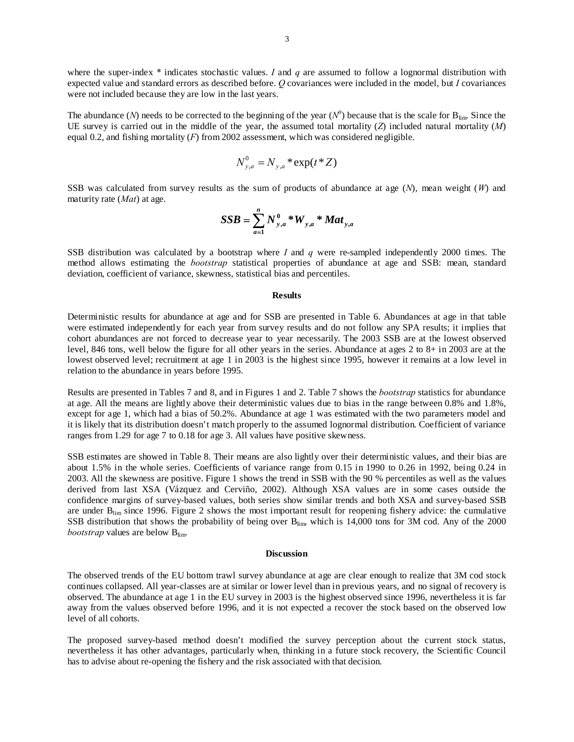where the super-index * indicates stochastic values. $I$ and $q$ are assumed to follow a lognormal distribution with expected value and standard errors as described before. $Q$ covariances were included in the model, but $I$ covariances were not included because they are low in the last years.

The abundance ($N$) needs to be corrected to the beginning of the year ($N^0$) because that is the scale for $B_{lim}$. Since the UE survey is carried out in the middle of the year, the assumed total mortality ($Z$) included natural mortality ($M$) equal 0.2, and fishing mortality ($F$) from 2002 assessment, which was considered negligible.

$$N^0_{y,a} = N_{y,a} * \exp(t * Z)$$

SSB was calculated from survey results as the sum of products of abundance at age ($N$), mean weight ($W$) and maturity rate ($Mat$) at age.

$$\boldsymbol{SSB = \sum_{a=1}^{n} N^0_{y,a} * W_{y,a} * Mat_{y,a}}$$

SSB distribution was calculated by a bootstrap where $I$ and $q$ were re-sampled independently 2000 times. The method allows estimating the *bootstrap* statistical properties of abundance at age and SSB: mean, standard deviation, coefficient of variance, skewness, statistical bias and percentiles.

## Results

Deterministic results for abundance at age and for SSB are presented in Table 6. Abundances at age in that table were estimated independently for each year from survey results and do not follow any SPA results; it implies that cohort abundances are not forced to decrease year to year necessarily. The 2003 SSB are at the lowest observed level, 846 tons, well below the figure for all other years in the series. Abundance at ages 2 to 8+ in 2003 are at the lowest observed level; recruitment at age 1 in 2003 is the highest since 1995, however it remains at a low level in relation to the abundance in years before 1995.

Results are presented in Tables 7 and 8, and in Figures 1 and 2. Table 7 shows the *bootstrap* statistics for abundance at age. All the means are lightly above their deterministic values due to bias in the range between 0.8% and 1.8%, except for age 1, which had a bias of 50.2%. Abundance at age 1 was estimated with the two parameters model and it is likely that its distribution doesn't match properly to the assumed lognormal distribution. Coefficient of variance ranges from 1.29 for age 7 to 0.18 for age 3. All values have positive skewness.

SSB estimates are showed in Table 8. Their means are also lightly over their deterministic values, and their bias are about 1.5% in the whole series. Coefficients of variance range from 0.15 in 1990 to 0.26 in 1992, being 0.24 in 2003. All the skewness are positive. Figure 1 shows the trend in SSB with the 90 % percentiles as well as the values derived from last XSA (Vázquez and Cerviño, 2002). Although XSA values are in some cases outside the confidence margins of survey-based values, both series show similar trends and both XSA and survey-based SSB are under $B_{lim}$ since 1996. Figure 2 shows the most important result for reopening fishery advice: the cumulative SSB distribution that shows the probability of being over $B_{lim}$, which is 14,000 tons for 3M cod. Any of the 2000 *bootstrap* values are below $B_{lim}$.

## Discussion

The observed trends of the EU bottom trawl survey abundance at age are clear enough to realize that 3M cod stock continues collapsed. All year-classes are at similar or lower level than in previous years, and no signal of recovery is observed. The abundance at age 1 in the EU survey in 2003 is the highest observed since 1996, nevertheless it is far away from the values observed before 1996, and it is not expected a recover the stock based on the observed low level of all cohorts.

The proposed survey-based method doesn't modified the survey perception about the current stock status, nevertheless it has other advantages, particularly when, thinking in a future stock recovery, the Scientific Council has to advise about re-opening the fishery and the risk associated with that decision.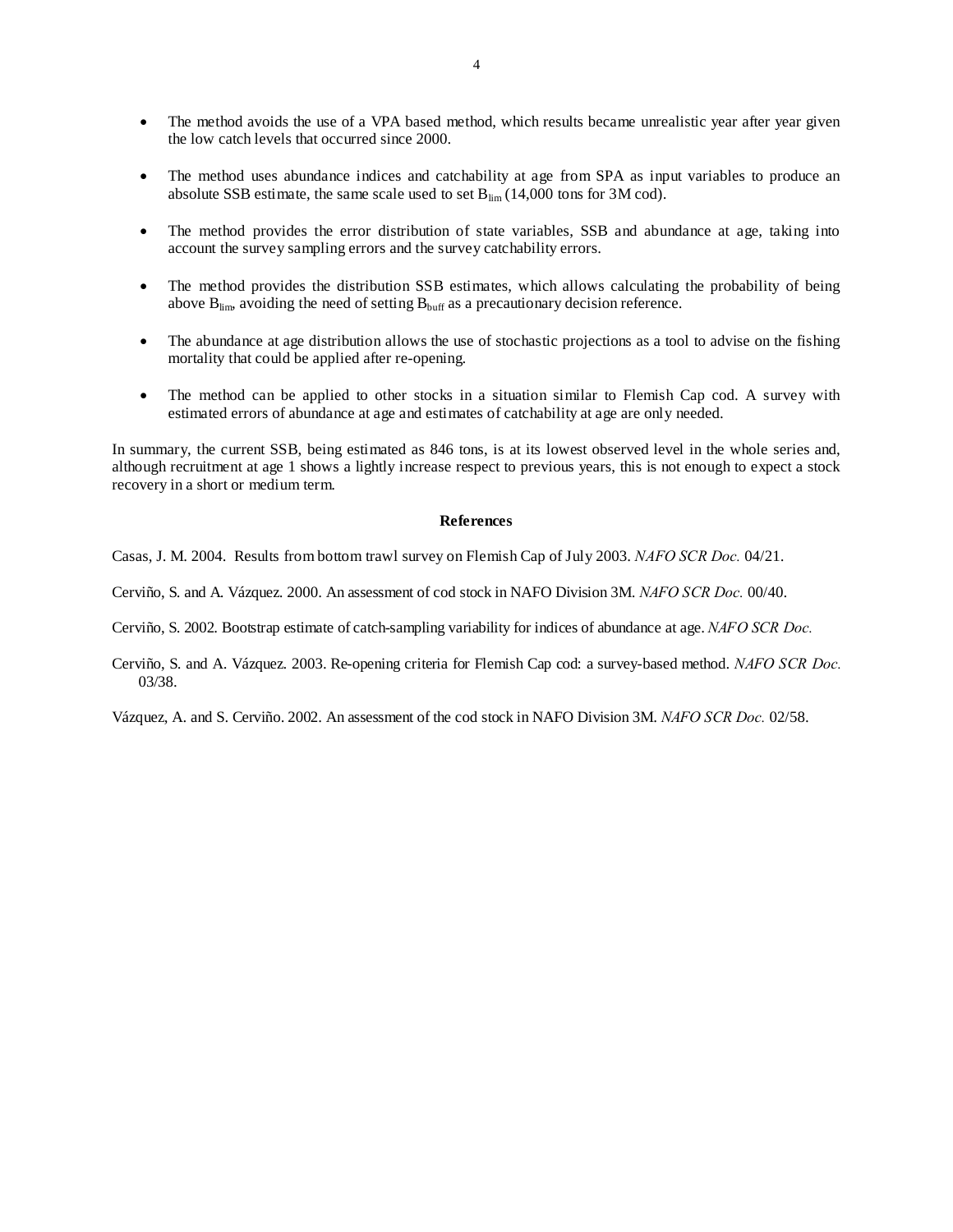- The method avoids the use of a VPA based method, which results became unrealistic year after year given the low catch levels that occurred since 2000.

- The method uses abundance indices and catchability at age from SPA as input variables to produce an absolute SSB estimate, the same scale used to set $B_{lim}$ (14,000 tons for 3M cod).

- The method provides the error distribution of state variables, SSB and abundance at age, taking into account the survey sampling errors and the survey catchability errors.

- The method provides the distribution SSB estimates, which allows calculating the probability of being above $B_{lim}$, avoiding the need of setting $B_{buff}$ as a precautionary decision reference.

- The abundance at age distribution allows the use of stochastic projections as a tool to advise on the fishing mortality that could be applied after re-opening.

- The method can be applied to other stocks in a situation similar to Flemish Cap cod. A survey with estimated errors of abundance at age and estimates of catchability at age are only needed.

In summary, the current SSB, being estimated as 846 tons, is at its lowest observed level in the whole series and, although recruitment at age 1 shows a lightly increase respect to previous years, this is not enough to expect a stock recovery in a short or medium term.

## References

Casas, J. M. 2004. Results from bottom trawl survey on Flemish Cap of July 2003. *NAFO SCR Doc.* 04/21.

Cerviño, S. and A. Vázquez. 2000. An assessment of cod stock in NAFO Division 3M. *NAFO SCR Doc.* 00/40.

Cerviño, S. 2002. Bootstrap estimate of catch-sampling variability for indices of abundance at age. *NAFO SCR Doc.*

Cerviño, S. and A. Vázquez. 2003. Re-opening criteria for Flemish Cap cod: a survey-based method. *NAFO SCR Doc.* 03/38.

Vázquez, A. and S. Cerviño. 2002. An assessment of the cod stock in NAFO Division 3M. *NAFO SCR Doc.* 02/58.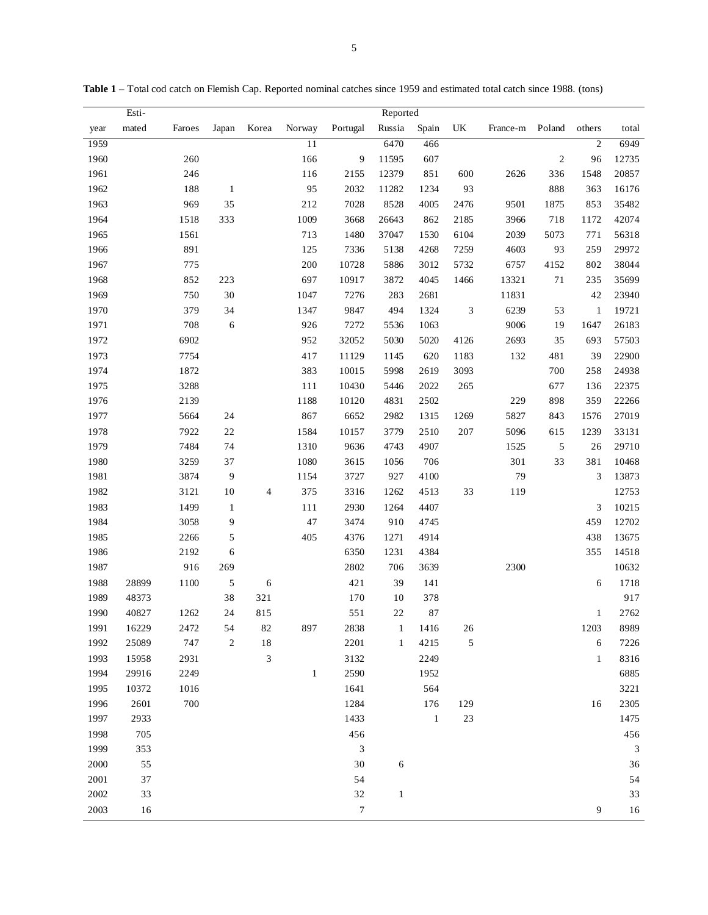**Table 1** – Total cod catch on Flemish Cap. Reported nominal catches since 1959 and estimated total catch since 1988. (tons)

| | Esti- | Reported | | | | | | | | | | | |
|---|---|---|---|---|---|---|---|---|---|---|---|---|---|
| year | mated | Faroes | Japan | Korea | Norway | Portugal | Russia | Spain | UK | France-m | Poland | others | total |
| 1959 | | | | | 11 | | 6470 | 466 | | | | 2 | 6949 |
| 1960 | | 260 | | | 166 | 9 | 11595 | 607 | | | 2 | 96 | 12735 |
| 1961 | | 246 | | | 116 | 2155 | 12379 | 851 | 600 | 2626 | 336 | 1548 | 20857 |
| 1962 | | 188 | 1 | | 95 | 2032 | 11282 | 1234 | 93 | | 888 | 363 | 16176 |
| 1963 | | 969 | 35 | | 212 | 7028 | 8528 | 4005 | 2476 | 9501 | 1875 | 853 | 35482 |
| 1964 | | 1518 | 333 | | 1009 | 3668 | 26643 | 862 | 2185 | 3966 | 718 | 1172 | 42074 |
| 1965 | | 1561 | | | 713 | 1480 | 37047 | 1530 | 6104 | 2039 | 5073 | 771 | 56318 |
| 1966 | | 891 | | | 125 | 7336 | 5138 | 4268 | 7259 | 4603 | 93 | 259 | 29972 |
| 1967 | | 775 | | | 200 | 10728 | 5886 | 3012 | 5732 | 6757 | 4152 | 802 | 38044 |
| 1968 | | 852 | 223 | | 697 | 10917 | 3872 | 4045 | 1466 | 13321 | 71 | 235 | 35699 |
| 1969 | | 750 | 30 | | 1047 | 7276 | 283 | 2681 | | 11831 | | 42 | 23940 |
| 1970 | | 379 | 34 | | 1347 | 9847 | 494 | 1324 | 3 | 6239 | 53 | 1 | 19721 |
| 1971 | | 708 | 6 | | 926 | 7272 | 5536 | 1063 | | 9006 | 19 | 1647 | 26183 |
| 1972 | | 6902 | | | 952 | 32052 | 5030 | 5020 | 4126 | 2693 | 35 | 693 | 57503 |
| 1973 | | 7754 | | | 417 | 11129 | 1145 | 620 | 1183 | 132 | 481 | 39 | 22900 |
| 1974 | | 1872 | | | 383 | 10015 | 5998 | 2619 | 3093 | | 700 | 258 | 24938 |
| 1975 | | 3288 | | | 111 | 10430 | 5446 | 2022 | 265 | | 677 | 136 | 22375 |
| 1976 | | 2139 | | | 1188 | 10120 | 4831 | 2502 | | 229 | 898 | 359 | 22266 |
| 1977 | | 5664 | 24 | | 867 | 6652 | 2982 | 1315 | 1269 | 5827 | 843 | 1576 | 27019 |
| 1978 | | 7922 | 22 | | 1584 | 10157 | 3779 | 2510 | 207 | 5096 | 615 | 1239 | 33131 |
| 1979 | | 7484 | 74 | | 1310 | 9636 | 4743 | 4907 | | 1525 | 5 | 26 | 29710 |
| 1980 | | 3259 | 37 | | 1080 | 3615 | 1056 | 706 | | 301 | 33 | 381 | 10468 |
| 1981 | | 3874 | 9 | | 1154 | 3727 | 927 | 4100 | | 79 | | 3 | 13873 |
| 1982 | | 3121 | 10 | 4 | 375 | 3316 | 1262 | 4513 | 33 | 119 | | | 12753 |
| 1983 | | 1499 | 1 | | 111 | 2930 | 1264 | 4407 | | | | 3 | 10215 |
| 1984 | | 3058 | 9 | | 47 | 3474 | 910 | 4745 | | | | 459 | 12702 |
| 1985 | | 2266 | 5 | | 405 | 4376 | 1271 | 4914 | | | | 438 | 13675 |
| 1986 | | 2192 | 6 | | | 6350 | 1231 | 4384 | | | | 355 | 14518 |
| 1987 | | 916 | 269 | | | 2802 | 706 | 3639 | | 2300 | | | 10632 |
| 1988 | 28899 | 1100 | 5 | 6 | | 421 | 39 | 141 | | | | 6 | 1718 |
| 1989 | 48373 | | 38 | 321 | | 170 | 10 | 378 | | | | | 917 |
| 1990 | 40827 | 1262 | 24 | 815 | | 551 | 22 | 87 | | | | 1 | 2762 |
| 1991 | 16229 | 2472 | 54 | 82 | 897 | 2838 | 1 | 1416 | 26 | | | 1203 | 8989 |
| 1992 | 25089 | 747 | 2 | 18 | | 2201 | 1 | 4215 | 5 | | | 6 | 7226 |
| 1993 | 15958 | 2931 | | 3 | | 3132 | | 2249 | | | | 1 | 8316 |
| 1994 | 29916 | 2249 | | | 1 | 2590 | | 1952 | | | | | 6885 |
| 1995 | 10372 | 1016 | | | | 1641 | | 564 | | | | | 3221 |
| 1996 | 2601 | 700 | | | | 1284 | | 176 | 129 | | | 16 | 2305 |
| 1997 | 2933 | | | | | 1433 | | 1 | 23 | | | | 1475 |
| 1998 | 705 | | | | | 456 | | | | | | | 456 |
| 1999 | 353 | | | | | 3 | | | | | | | 3 |
| 2000 | 55 | | | | | 30 | 6 | | | | | | 36 |
| 2001 | 37 | | | | | 54 | | | | | | | 54 |
| 2002 | 33 | | | | | 32 | 1 | | | | | | 33 |
| 2003 | 16 | | | | | 7 | | | | | | 9 | 16 |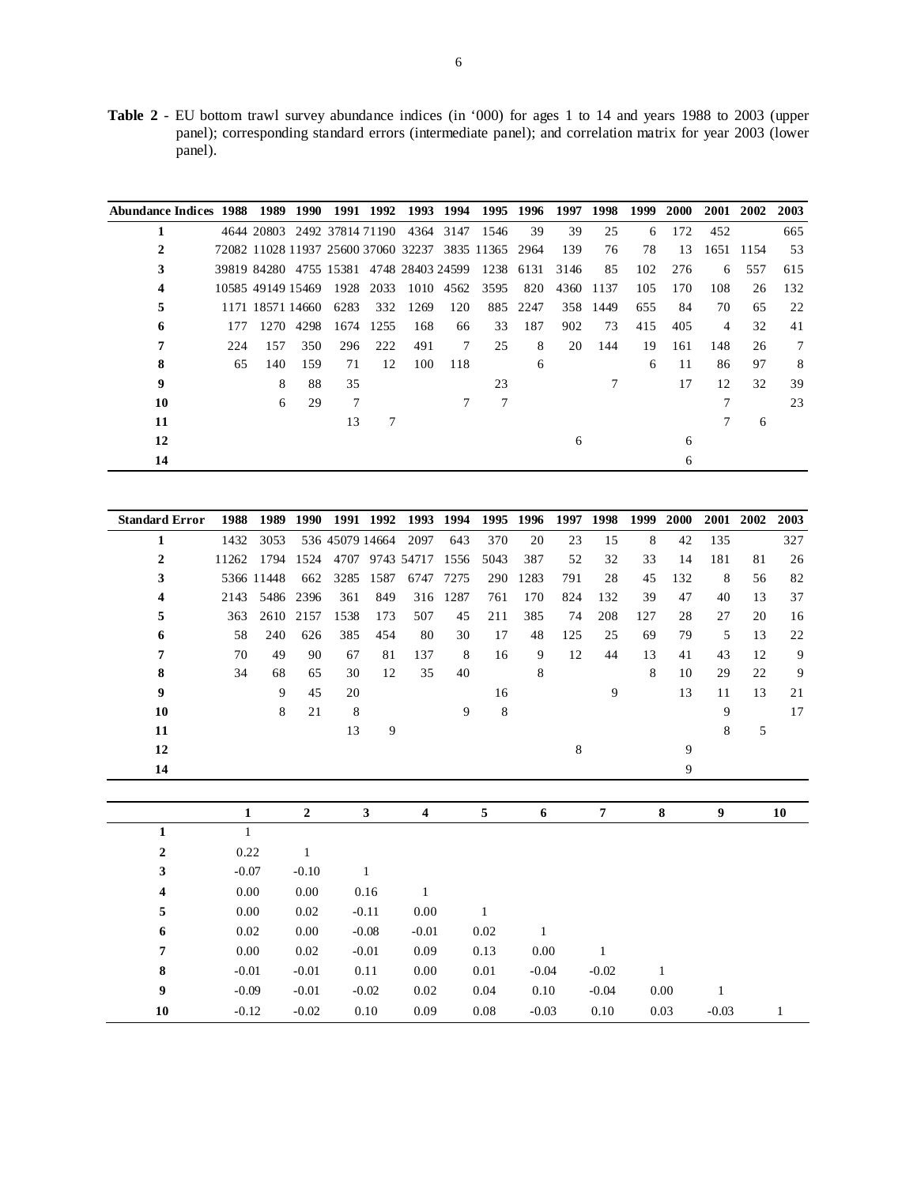**Table 2** - EU bottom trawl survey abundance indices (in '000) for ages 1 to 14 and years 1988 to 2003 (upper panel); corresponding standard errors (intermediate panel); and correlation matrix for year 2003 (lower panel).

| Abundance Indices | 1988 | 1989 | 1990 | 1991 | 1992 | 1993 | 1994 | 1995 | 1996 | 1997 | 1998 | 1999 | 2000 | 2001 | 2002 | 2003 |
|---|---|---|---|---|---|---|---|---|---|---|---|---|---|---|---|---|
| 1 | 4644 | 20803 | 2492 | 37814 | 71190 | 4364 | 3147 | 1546 | 39 | 39 | 25 | 6 | 172 | 452 | | 665 |
| 2 | 72082 | 11028 | 11937 | 25600 | 37060 | 32237 | 3835 | 11365 | 2964 | 139 | 76 | 78 | 13 | 1651 | 1154 | 53 |
| 3 | 39819 | 84280 | 4755 | 15381 | 4748 | 28403 | 24599 | 1238 | 6131 | 3146 | 85 | 102 | 276 | 6 | 557 | 615 |
| 4 | 10585 | 49149 | 15469 | 1928 | 2033 | 1010 | 4562 | 3595 | 820 | 4360 | 1137 | 105 | 170 | 108 | 26 | 132 |
| 5 | 1171 | 18571 | 14660 | 6283 | 332 | 1269 | 120 | 885 | 2247 | 358 | 1449 | 655 | 84 | 70 | 65 | 22 |
| 6 | 177 | 1270 | 4298 | 1674 | 1255 | 168 | 66 | 33 | 187 | 902 | 73 | 415 | 405 | 4 | 32 | 41 |
| 7 | 224 | 157 | 350 | 296 | 222 | 491 | 7 | 25 | 8 | 20 | 144 | 19 | 161 | 148 | 26 | 7 |
| 8 | 65 | 140 | 159 | 71 | 12 | 100 | 118 | | 6 | | | 6 | 11 | 86 | 97 | 8 |
| 9 | | 8 | 88 | 35 | | | | 23 | | | 7 | | 17 | 12 | 32 | 39 |
| 10 | | 6 | 29 | 7 | | | 7 | 7 | | | | | | 7 | | 23 |
| 11 | | | | 13 | 7 | | | | | | | | | 7 | 6 | |
| 12 | | | | | | | | | | 6 | | | 6 | | | |
| 14 | | | | | | | | | | | | | 6 | | | |

| Standard Error | 1988 | 1989 | 1990 | 1991 | 1992 | 1993 | 1994 | 1995 | 1996 | 1997 | 1998 | 1999 | 2000 | 2001 | 2002 | 2003 |
|---|---|---|---|---|---|---|---|---|---|---|---|---|---|---|---|---|
| 1 | 1432 | 3053 | 536 | 45079 | 14664 | 2097 | 643 | 370 | 20 | 23 | 15 | 8 | 42 | 135 | | 327 |
| 2 | 11262 | 1794 | 1524 | 4707 | 9743 | 54717 | 1556 | 5043 | 387 | 52 | 32 | 33 | 14 | 181 | 81 | 26 |
| 3 | 5366 | 11448 | 662 | 3285 | 1587 | 6747 | 7275 | 290 | 1283 | 791 | 28 | 45 | 132 | 8 | 56 | 82 |
| 4 | 2143 | 5486 | 2396 | 361 | 849 | 316 | 1287 | 761 | 170 | 824 | 132 | 39 | 47 | 40 | 13 | 37 |
| 5 | 363 | 2610 | 2157 | 1538 | 173 | 507 | 45 | 211 | 385 | 74 | 208 | 127 | 28 | 27 | 20 | 16 |
| 6 | 58 | 240 | 626 | 385 | 454 | 80 | 30 | 17 | 48 | 125 | 25 | 69 | 79 | 5 | 13 | 22 |
| 7 | 70 | 49 | 90 | 67 | 81 | 137 | 8 | 16 | 9 | 12 | 44 | 13 | 41 | 43 | 12 | 9 |
| 8 | 34 | 68 | 65 | 30 | 12 | 35 | 40 | | 8 | | | 8 | 10 | 29 | 22 | 9 |
| 9 | | 9 | 45 | 20 | | | | 16 | | | 9 | | 13 | 11 | 13 | 21 |
| 10 | | 8 | 21 | 8 | | | 9 | 8 | | | | | | 9 | | 17 |
| 11 | | | | 13 | 9 | | | | | | | | | 8 | 5 | |
| 12 | | | | | | | | | | 8 | | | 9 | | | |
| 14 | | | | | | | | | | | | | 9 | | | |

| | 1 | 2 | 3 | 4 | 5 | 6 | 7 | 8 | 9 | 10 |
|---|---|---|---|---|---|---|---|---|---|---|
| 1 | 1 | | | | | | | | | |
| 2 | 0.22 | 1 | | | | | | | | |
| 3 | -0.07 | -0.10 | 1 | | | | | | | |
| 4 | 0.00 | 0.00 | 0.16 | 1 | | | | | | |
| 5 | 0.00 | 0.02 | -0.11 | 0.00 | 1 | | | | | |
| 6 | 0.02 | 0.00 | -0.08 | -0.01 | 0.02 | 1 | | | | |
| 7 | 0.00 | 0.02 | -0.01 | 0.09 | 0.13 | 0.00 | 1 | | | |
| 8 | -0.01 | -0.01 | 0.11 | 0.00 | 0.01 | -0.04 | -0.02 | 1 | | |
| 9 | -0.09 | -0.01 | -0.02 | 0.02 | 0.04 | 0.10 | -0.04 | 0.00 | 1 | |
| 10 | -0.12 | -0.02 | 0.10 | 0.09 | 0.08 | -0.03 | 0.10 | 0.03 | -0.03 | 1 |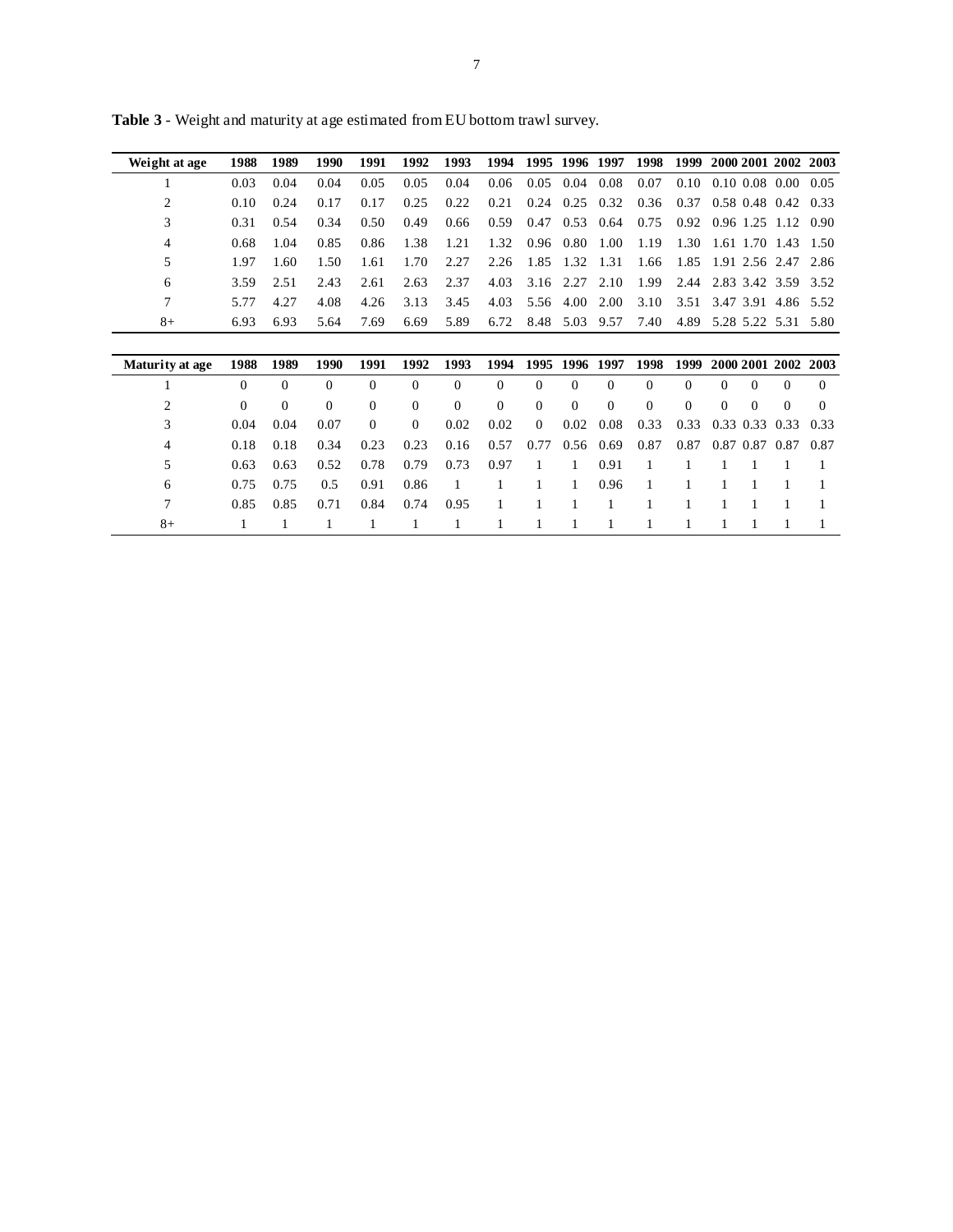**Table 3** - Weight and maturity at age estimated from EU bottom trawl survey.

| Weight at age | 1988 | 1989 | 1990 | 1991 | 1992 | 1993 | 1994 | 1995 | 1996 | 1997 | 1998 | 1999 | 2000 | 2001 | 2002 | 2003 |
|---|---|---|---|---|---|---|---|---|---|---|---|---|---|---|---|---|
| 1 | 0.03 | 0.04 | 0.04 | 0.05 | 0.05 | 0.04 | 0.06 | 0.05 | 0.04 | 0.08 | 0.07 | 0.10 | 0.10 | 0.08 | 0.00 | 0.05 |
| 2 | 0.10 | 0.24 | 0.17 | 0.17 | 0.25 | 0.22 | 0.21 | 0.24 | 0.25 | 0.32 | 0.36 | 0.37 | 0.58 | 0.48 | 0.42 | 0.33 |
| 3 | 0.31 | 0.54 | 0.34 | 0.50 | 0.49 | 0.66 | 0.59 | 0.47 | 0.53 | 0.64 | 0.75 | 0.92 | 0.96 | 1.25 | 1.12 | 0.90 |
| 4 | 0.68 | 1.04 | 0.85 | 0.86 | 1.38 | 1.21 | 1.32 | 0.96 | 0.80 | 1.00 | 1.19 | 1.30 | 1.61 | 1.70 | 1.43 | 1.50 |
| 5 | 1.97 | 1.60 | 1.50 | 1.61 | 1.70 | 2.27 | 2.26 | 1.85 | 1.32 | 1.31 | 1.66 | 1.85 | 1.91 | 2.56 | 2.47 | 2.86 |
| 6 | 3.59 | 2.51 | 2.43 | 2.61 | 2.63 | 2.37 | 4.03 | 3.16 | 2.27 | 2.10 | 1.99 | 2.44 | 2.83 | 3.42 | 3.59 | 3.52 |
| 7 | 5.77 | 4.27 | 4.08 | 4.26 | 3.13 | 3.45 | 4.03 | 5.56 | 4.00 | 2.00 | 3.10 | 3.51 | 3.47 | 3.91 | 4.86 | 5.52 |
| 8+ | 6.93 | 6.93 | 5.64 | 7.69 | 6.69 | 5.89 | 6.72 | 8.48 | 5.03 | 9.57 | 7.40 | 4.89 | 5.28 | 5.22 | 5.31 | 5.80 |

| Maturity at age | 1988 | 1989 | 1990 | 1991 | 1992 | 1993 | 1994 | 1995 | 1996 | 1997 | 1998 | 1999 | 2000 | 2001 | 2002 | 2003 |
|---|---|---|---|---|---|---|---|---|---|---|---|---|---|---|---|---|
| 1 | 0 | 0 | 0 | 0 | 0 | 0 | 0 | 0 | 0 | 0 | 0 | 0 | 0 | 0 | 0 | 0 |
| 2 | 0 | 0 | 0 | 0 | 0 | 0 | 0 | 0 | 0 | 0 | 0 | 0 | 0 | 0 | 0 | 0 |
| 3 | 0.04 | 0.04 | 0.07 | 0 | 0 | 0.02 | 0.02 | 0 | 0.02 | 0.08 | 0.33 | 0.33 | 0.33 | 0.33 | 0.33 | 0.33 |
| 4 | 0.18 | 0.18 | 0.34 | 0.23 | 0.23 | 0.16 | 0.57 | 0.77 | 0.56 | 0.69 | 0.87 | 0.87 | 0.87 | 0.87 | 0.87 | 0.87 |
| 5 | 0.63 | 0.63 | 0.52 | 0.78 | 0.79 | 0.73 | 0.97 | 1 | 1 | 0.91 | 1 | 1 | 1 | 1 | 1 | 1 |
| 6 | 0.75 | 0.75 | 0.5 | 0.91 | 0.86 | 1 | 1 | 1 | 1 | 0.96 | 1 | 1 | 1 | 1 | 1 | 1 |
| 7 | 0.85 | 0.85 | 0.71 | 0.84 | 0.74 | 0.95 | 1 | 1 | 1 | 1 | 1 | 1 | 1 | 1 | 1 | 1 |
| 8+ | 1 | 1 | 1 | 1 | 1 | 1 | 1 | 1 | 1 | 1 | 1 | 1 | 1 | 1 | 1 | 1 |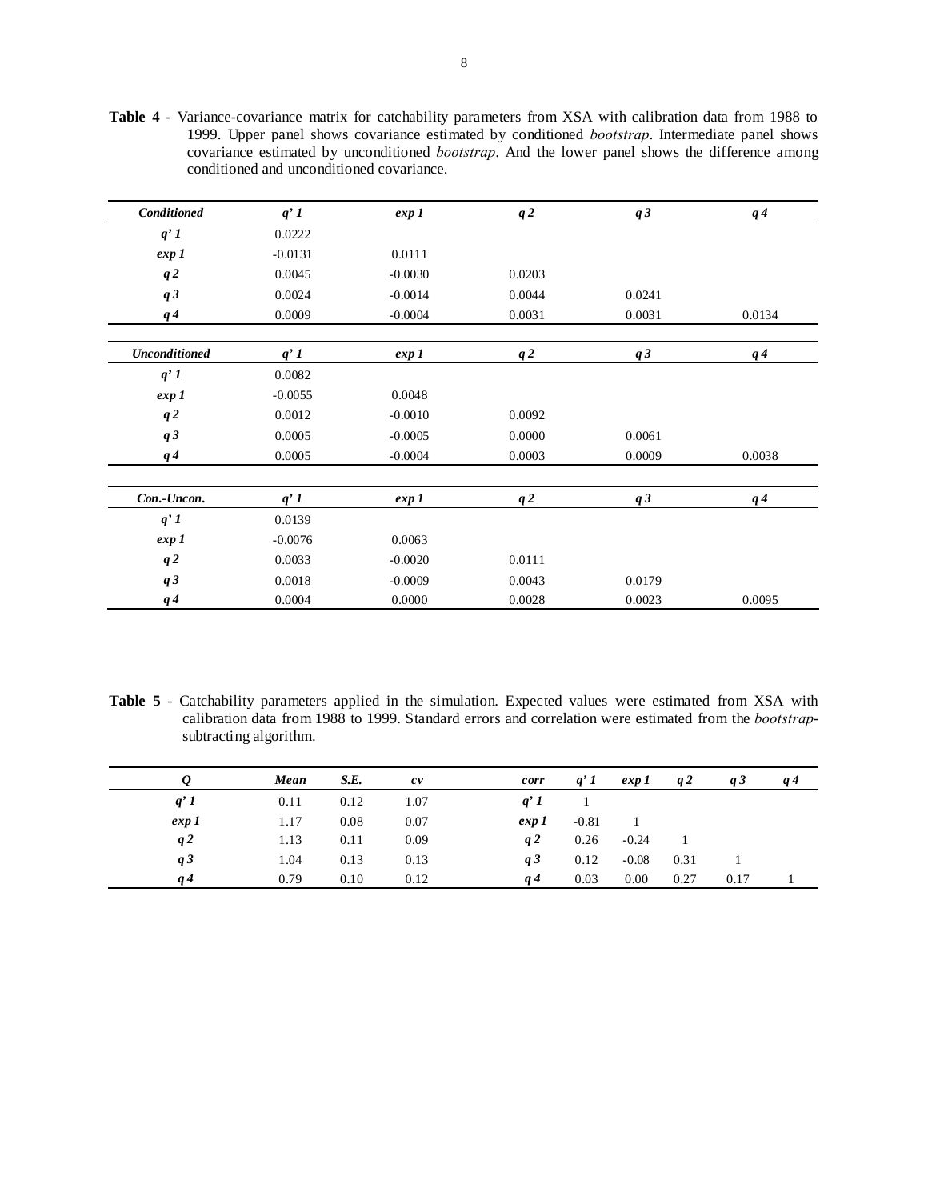**Table 4** - Variance-covariance matrix for catchability parameters from XSA with calibration data from 1988 to 1999. Upper panel shows covariance estimated by conditioned *bootstrap*. Intermediate panel shows covariance estimated by unconditioned *bootstrap*. And the lower panel shows the difference among conditioned and unconditioned covariance.

| ***Conditioned*** | ***q' 1*** | ***exp 1*** | ***q 2*** | ***q 3*** | ***q 4*** |
|---|---|---|---|---|---|
| ***q' 1*** | 0.0222 | | | | |
| ***exp 1*** | -0.0131 | 0.0111 | | | |
| ***q 2*** | 0.0045 | -0.0030 | 0.0203 | | |
| ***q 3*** | 0.0024 | -0.0014 | 0.0044 | 0.0241 | |
| ***q 4*** | 0.0009 | -0.0004 | 0.0031 | 0.0031 | 0.0134 |

| ***Unconditioned*** | ***q' 1*** | ***exp 1*** | ***q 2*** | ***q 3*** | ***q 4*** |
|---|---|---|---|---|---|
| ***q' 1*** | 0.0082 | | | | |
| ***exp 1*** | -0.0055 | 0.0048 | | | |
| ***q 2*** | 0.0012 | -0.0010 | 0.0092 | | |
| ***q 3*** | 0.0005 | -0.0005 | 0.0000 | 0.0061 | |
| ***q 4*** | 0.0005 | -0.0004 | 0.0003 | 0.0009 | 0.0038 |

| ***Con.-Uncon.*** | ***q' 1*** | ***exp 1*** | ***q 2*** | ***q 3*** | ***q 4*** |
|---|---|---|---|---|---|
| ***q' 1*** | 0.0139 | | | | |
| ***exp 1*** | -0.0076 | 0.0063 | | | |
| ***q 2*** | 0.0033 | -0.0020 | 0.0111 | | |
| ***q 3*** | 0.0018 | -0.0009 | 0.0043 | 0.0179 | |
| ***q 4*** | 0.0004 | 0.0000 | 0.0028 | 0.0023 | 0.0095 |

**Table 5** - Catchability parameters applied in the simulation. Expected values were estimated from XSA with calibration data from 1988 to 1999. Standard errors and correlation were estimated from the *bootstrap*-subtracting algorithm.

| ***Q*** | ***Mean*** | ***S.E.*** | ***cv*** | ***corr*** | ***q' 1*** | ***exp 1*** | ***q 2*** | ***q 3*** | ***q 4*** |
|---|---|---|---|---|---|---|---|---|---|
| ***q' 1*** | 0.11 | 0.12 | 1.07 | ***q' 1*** | 1 | | | | |
| ***exp 1*** | 1.17 | 0.08 | 0.07 | ***exp 1*** | -0.81 | 1 | | | |
| ***q 2*** | 1.13 | 0.11 | 0.09 | ***q 2*** | 0.26 | -0.24 | 1 | | |
| ***q 3*** | 1.04 | 0.13 | 0.13 | ***q 3*** | 0.12 | -0.08 | 0.31 | 1 | |
| ***q 4*** | 0.79 | 0.10 | 0.12 | ***q 4*** | 0.03 | 0.00 | 0.27 | 0.17 | 1 |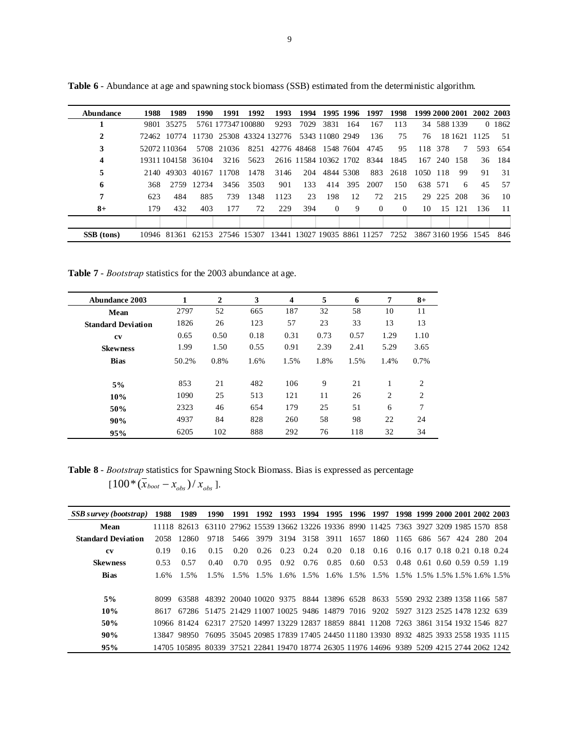**Table 6** - Abundance at age and spawning stock biomass (SSB) estimated from the deterministic algorithm.

| Abundance | 1988 | 1989 | 1990 | 1991 | 1992 | 1993 | 1994 | 1995 | 1996 | 1997 | 1998 | 1999 | 2000 | 2001 | 2002 | 2003 |
|---|---|---|---|---|---|---|---|---|---|---|---|---|---|---|---|---|
| **1** | 9801 | 35275 | 5761 | 177347 | 100880 | 9293 | 7029 | 3831 | 164 | 167 | 113 | 34 | 588 | 1339 | 0 | 1862 |
| **2** | 72462 | 10774 | 11730 | 25308 | 43324 | 132776 | 5343 | 11080 | 2949 | 136 | 75 | 76 | 18 | 1621 | 1125 | 51 |
| **3** | 52072 | 110364 | 5708 | 21036 | 8251 | 42776 | 48468 | 1548 | 7604 | 4745 | 95 | 118 | 378 | 7 | 593 | 654 |
| **4** | 19311 | 104158 | 36104 | 3216 | 5623 | 2616 | 11584 | 10362 | 1702 | 8344 | 1845 | 167 | 240 | 158 | 36 | 184 |
| **5** | 2140 | 49303 | 40167 | 11708 | 1478 | 3146 | 204 | 4844 | 5308 | 883 | 2618 | 1050 | 118 | 99 | 91 | 31 |
| **6** | 368 | 2759 | 12734 | 3456 | 3503 | 901 | 133 | 414 | 395 | 2007 | 150 | 638 | 571 | 6 | 45 | 57 |
| **7** | 623 | 484 | 885 | 739 | 1348 | 1123 | 23 | 198 | 12 | 72 | 215 | 29 | 225 | 208 | 36 | 10 |
| **8+** | 179 | 432 | 403 | 177 | 72 | 229 | 394 | 0 | 9 | 0 | 0 | 10 | 15 | 121 | 136 | 11 |
| | | | | | | | | | | | | | | | | |
| **SSB (tons)** | 10946 | 81361 | 62153 | 27546 | 15307 | 13441 | 13027 | 19035 | 8861 | 11257 | 7252 | 3867 | 3160 | 1956 | 1545 | 846 |

**Table 7** - *Bootstrap* statistics for the 2003 abundance at age.

| Abundance 2003 | 1 | 2 | 3 | 4 | 5 | 6 | 7 | 8+ |
|---|---|---|---|---|---|---|---|---|
| **Mean** | 2797 | 52 | 665 | 187 | 32 | 58 | 10 | 11 |
| **Standard Deviation** | 1826 | 26 | 123 | 57 | 23 | 33 | 13 | 13 |
| **cv** | 0.65 | 0.50 | 0.18 | 0.31 | 0.73 | 0.57 | 1.29 | 1.10 |
| **Skewness** | 1.99 | 1.50 | 0.55 | 0.91 | 2.39 | 2.41 | 5.29 | 3.65 |
| **Bias** | 50.2% | 0.8% | 1.6% | 1.5% | 1.8% | 1.5% | 1.4% | 0.7% |
| | | | | | | | | |
| **5%** | 853 | 21 | 482 | 106 | 9 | 21 | 1 | 2 |
| **10%** | 1090 | 25 | 513 | 121 | 11 | 26 | 2 | 2 |
| **50%** | 2323 | 46 | 654 | 179 | 25 | 51 | 6 | 7 |
| **90%** | 4937 | 84 | 828 | 260 | 58 | 98 | 22 | 24 |
| **95%** | 6205 | 102 | 888 | 292 | 76 | 118 | 32 | 34 |

**Table 8** - *Bootstrap* statistics for Spawning Stock Biomass. Bias is expressed as percentage $[100*(\bar{x}_{boot} - x_{obs})/x_{obs}]$.

| *SSB survey (bootstrap)* | 1988 | 1989 | 1990 | 1991 | 1992 | 1993 | 1994 | 1995 | 1996 | 1997 | 1998 | 1999 | 2000 | 2001 | 2002 | 2003 |
|---|---|---|---|---|---|---|---|---|---|---|---|---|---|---|---|---|
| **Mean** | 11118 | 82613 | 63110 | 27962 | 15539 | 13662 | 13226 | 19336 | 8990 | 11425 | 7363 | 3927 | 3209 | 1985 | 1570 | 858 |
| **Standard Deviation** | 2058 | 12860 | 9718 | 5466 | 3979 | 3194 | 3158 | 3911 | 1657 | 1860 | 1165 | 686 | 567 | 424 | 280 | 204 |
| **cv** | 0.19 | 0.16 | 0.15 | 0.20 | 0.26 | 0.23 | 0.24 | 0.20 | 0.18 | 0.16 | 0.16 | 0.17 | 0.18 | 0.21 | 0.18 | 0.24 |
| **Skewness** | 0.53 | 0.57 | 0.40 | 0.70 | 0.95 | 0.92 | 0.76 | 0.85 | 0.60 | 0.53 | 0.48 | 0.61 | 0.60 | 0.59 | 0.59 | 1.19 |
| **Bias** | 1.6% | 1.5% | 1.5% | 1.5% | 1.5% | 1.6% | 1.5% | 1.6% | 1.5% | 1.5% | 1.5% | 1.5% | 1.5% | 1.5% | 1.6% | 1.5% |
| | | | | | | | | | | | | | | | | |
| **5%** | 8099 | 63588 | 48392 | 20040 | 10020 | 9375 | 8844 | 13896 | 6528 | 8633 | 5590 | 2932 | 2389 | 1358 | 1166 | 587 |
| **10%** | 8617 | 67286 | 51475 | 21429 | 11007 | 10025 | 9486 | 14879 | 7016 | 9202 | 5927 | 3123 | 2525 | 1478 | 1232 | 639 |
| **50%** | 10966 | 81424 | 62317 | 27520 | 14997 | 13229 | 12837 | 18859 | 8841 | 11208 | 7263 | 3861 | 3154 | 1932 | 1546 | 827 |
| **90%** | 13847 | 98950 | 76095 | 35045 | 20985 | 17839 | 17405 | 24450 | 11180 | 13930 | 8932 | 4825 | 3933 | 2558 | 1935 | 1115 |
| **95%** | 14705 | 105895 | 80339 | 37521 | 22841 | 19470 | 18774 | 26305 | 11976 | 14696 | 9389 | 5209 | 4215 | 2744 | 2062 | 1242 |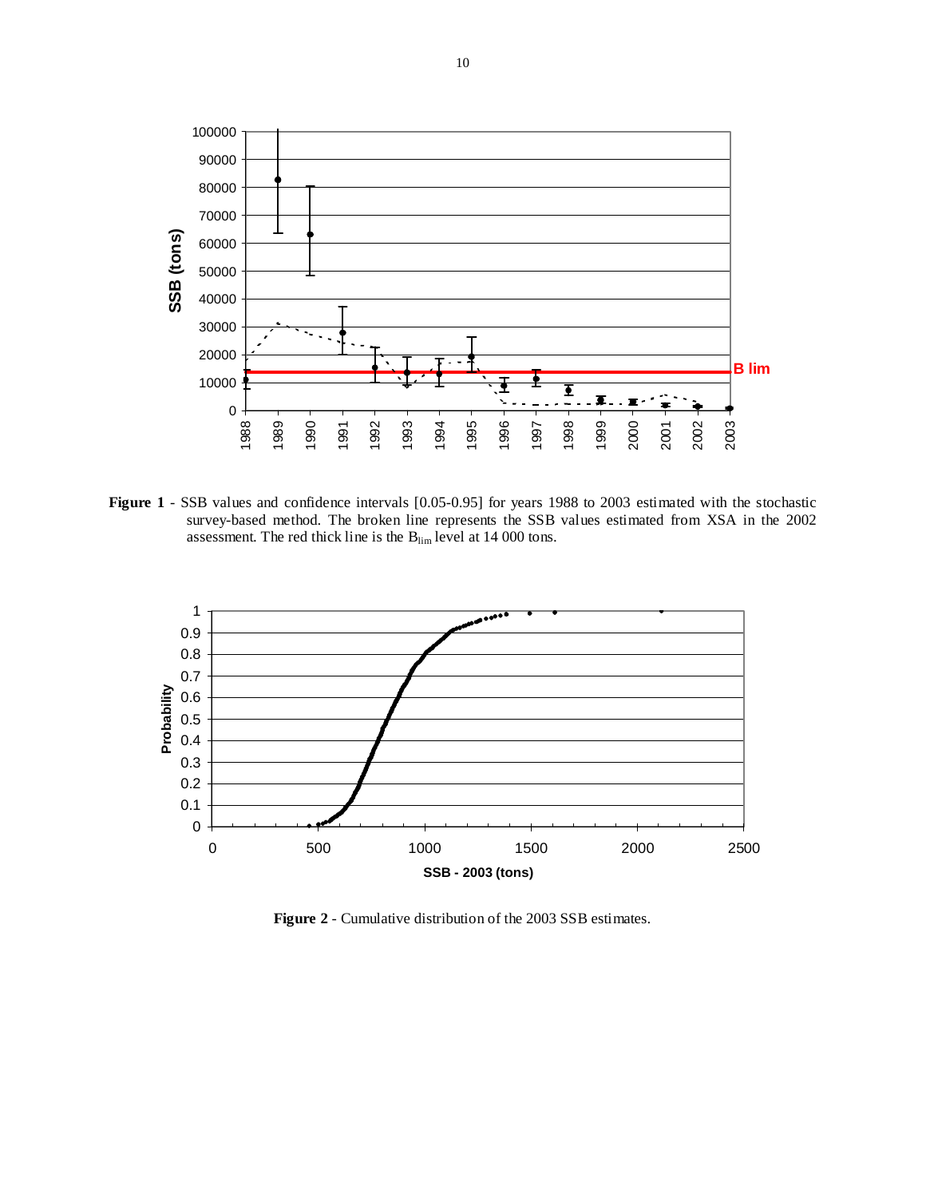SSB (tons)

100000
90000
80000
70000
60000
50000
40000
30000
20000
10000
0

1988 1989 1990 1991 1992 1993 1994 1995 1996 1997 1998 1999 2000 2001 2002 2003

B lim

**Figure 1** - SSB values and confidence intervals [0.05-0.95] for years 1988 to 2003 estimated with the stochastic survey-based method. The broken line represents the SSB values estimated from XSA in the 2002 assessment. The red thick line is the $B_{lim}$ level at 14 000 tons.

Probability

1
0.9
0.8
0.7
0.6
0.5
0.4
0.3
0.2
0.1
0

0 500 1000 1500 2000 2500

SSB - 2003 (tons)

**Figure 2** - Cumulative distribution of the 2003 SSB estimates.